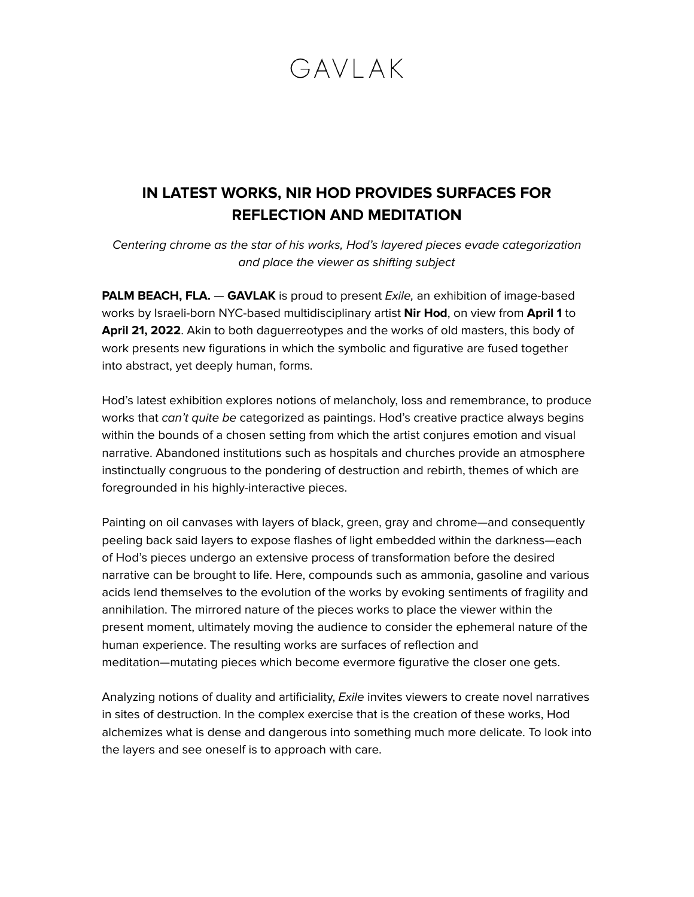# GAVLAK

## IN LATEST WORKS, NIR HOD PROVIDES SURFACES FOR REFLECTION AND MEDITATION

*Centering chrome as the star of his works, Hod's layered pieces evade categorization and place the viewer as shifting subject*

**PALM BEACH, FLA.** — **GAVLAK** is proud to present *Exile,* an exhibition of image-based works by Israeli-born NYC-based multidisciplinary artist **Nir Hod**, on view from **April 1** to **April 21, 2022**. Akin to both daguerreotypes and the works of old masters, this body of work presents new figurations in which the symbolic and figurative are fused together into abstract, yet deeply human, forms.

Hod's latest exhibition explores notions of melancholy, loss and remembrance, to produce works that *can't quite be* categorized as paintings. Hod's creative practice always begins within the bounds of a chosen setting from which the artist conjures emotion and visual narrative. Abandoned institutions such as hospitals and churches provide an atmosphere instinctually congruous to the pondering of destruction and rebirth, themes of which are foregrounded in his highly-interactive pieces.

Painting on oil canvases with layers of black, green, gray and chrome—and consequently peeling back said layers to expose flashes of light embedded within the darkness—each of Hod's pieces undergo an extensive process of transformation before the desired narrative can be brought to life. Here, compounds such as ammonia, gasoline and various acids lend themselves to the evolution of the works by evoking sentiments of fragility and annihilation. The mirrored nature of the pieces works to place the viewer within the present moment, ultimately moving the audience to consider the ephemeral nature of the human experience. The resulting works are surfaces of reflection and meditation—mutating pieces which become evermore figurative the closer one gets.

Analyzing notions of duality and artificiality, *Exile* invites viewers to create novel narratives in sites of destruction. In the complex exercise that is the creation of these works, Hod alchemizes what is dense and dangerous into something much more delicate. To look into the layers and see oneself is to approach with care.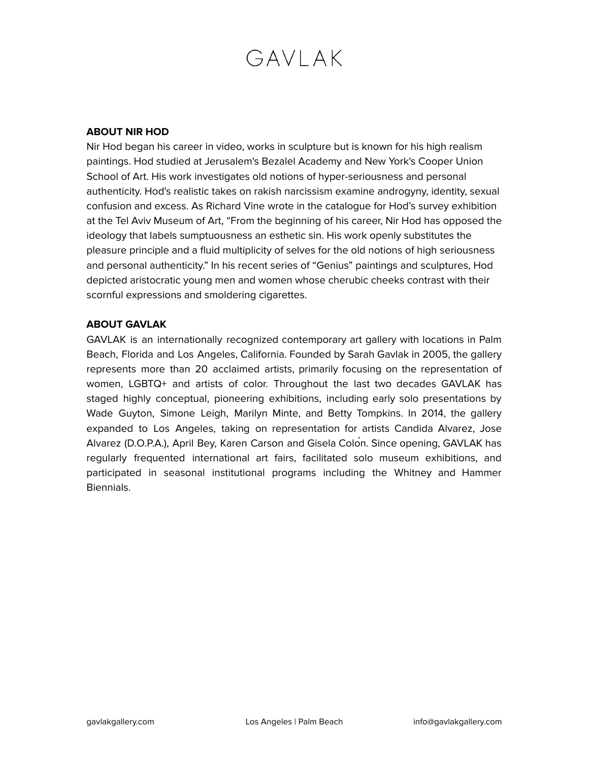## ABOUT NIR HOD

Nir Hod began his career in video, works in sculpture but is known for his high realism paintings. Hod studied at Jerusalem's Bezalel Academy and New York's Cooper Union School of Art. His work investigates old notions of hyper-seriousness and personal authenticity. Hod's realistic takes on rakish narcissism examine androgyny, identity, sexual confusion and excess. As Richard Vine wrote in the catalogue for Hod's survey exhibition at the Tel Aviv Museum of Art, "From the beginning of his career, Nir Hod has opposed the ideology that labels sumptuousness an esthetic sin. His work openly substitutes the pleasure principle and a fluid multiplicity of selves for the old notions of high seriousness and personal authenticity." In his recent series of "Genius" paintings and sculptures, Hod depicted aristocratic young men and women whose cherubic cheeks contrast with their scornful expressions and smoldering cigarettes.

## ABOUT GAVLAK

GAVLAK is an internationally recognized contemporary art gallery with locations in Palm Beach, Florida and Los Angeles, California. Founded by Sarah Gavlak in 2005, the gallery represents more than 20 acclaimed artists, primarily focusing on the representation of women, LGBTQ+ and artists of color. Throughout the last two decades GAVLAK has staged highly conceptual, pioneering exhibitions, including early solo presentations by Wade Guyton, Simone Leigh, Marilyn Minte, and Betty Tompkins. In 2014, the gallery expanded to Los Angeles, taking on representation for artists Candida Alvarez, Jose Alvarez (D.O.P.A.), April Bey, Karen Carson and Gisela Colón. Since opening, GAVLAK has regularly frequented international art fairs, facilitated solo museum exhibitions, and participated in seasonal institutional programs including the Whitney and Hammer Biennials.